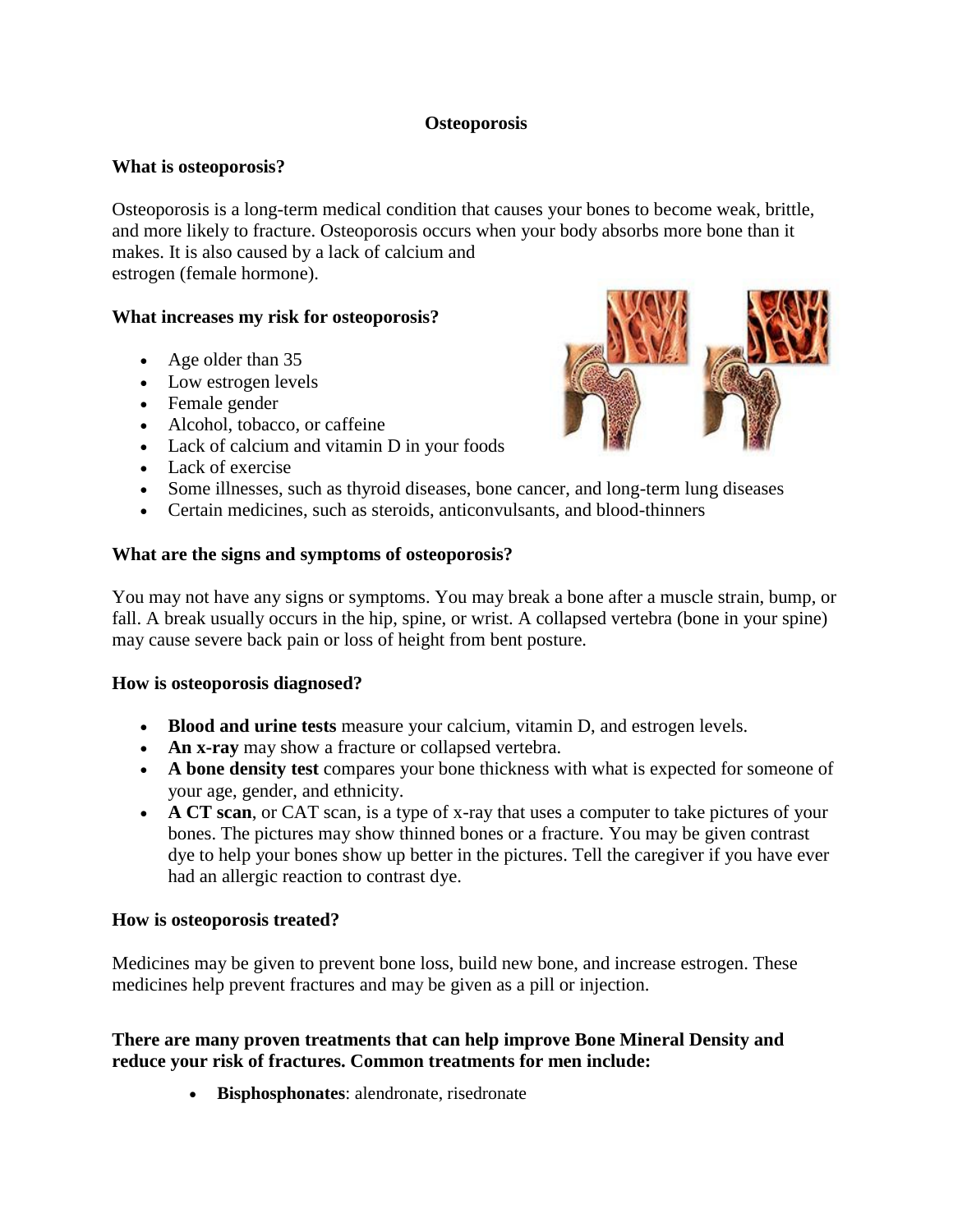# Osteoporosis

## What is osteoporosis?

Osteoporosis is a long-term medical condition that causes your bones to become weak, brittle, and more likely to fracture. Osteoporosis occurs when your body absorbs more bone than it makes. It is also caused by a lack of calcium and estrogen (female hormone).

## What increases my risk for osteoporosis?

- Age older than 35
- Low estrogen levels
- Female gender
- Alcohol, tobacco, or caffeine
- Lack of calcium and vitamin D in your foods
- Lack of exercise
- Some illnesses, such as thyroid diseases, bone cancer, and long-term lung diseases
- Certain medicines, such as steroids, anticonvulsants, and blood-thinners

## What are the signs and symptoms of osteoporosis?

You may not have any signs or symptoms. You may break a bone after a muscle strain, bump, or fall. A break usually occurs in the hip, spine, or wrist. A collapsed vertebra (bone in your spine) may cause severe back pain or loss of height from bent posture.

## How is osteoporosis diagnosed?

- **Blood and urine tests** measure your calcium, vitamin D, and estrogen levels.
- **An x-ray** may show a fracture or collapsed vertebra.
- **A bone density test** compares your bone thickness with what is expected for someone of your age, gender, and ethnicity.
- **A CT scan**, or CAT scan, is a type of x-ray that uses a computer to take pictures of your bones. The pictures may show thinned bones or a fracture. You may be given contrast dye to help your bones show up better in the pictures. Tell the caregiver if you have ever had an allergic reaction to contrast dye.

## How is osteoporosis treated?

Medicines may be given to prevent bone loss, build new bone, and increase estrogen. These medicines help prevent fractures and may be given as a pill or injection.

**There are many proven treatments that can help improve Bone Mineral Density and reduce your risk of fractures. Common treatments for men include:**

- **Bisphosphonates**: alendronate, risedronate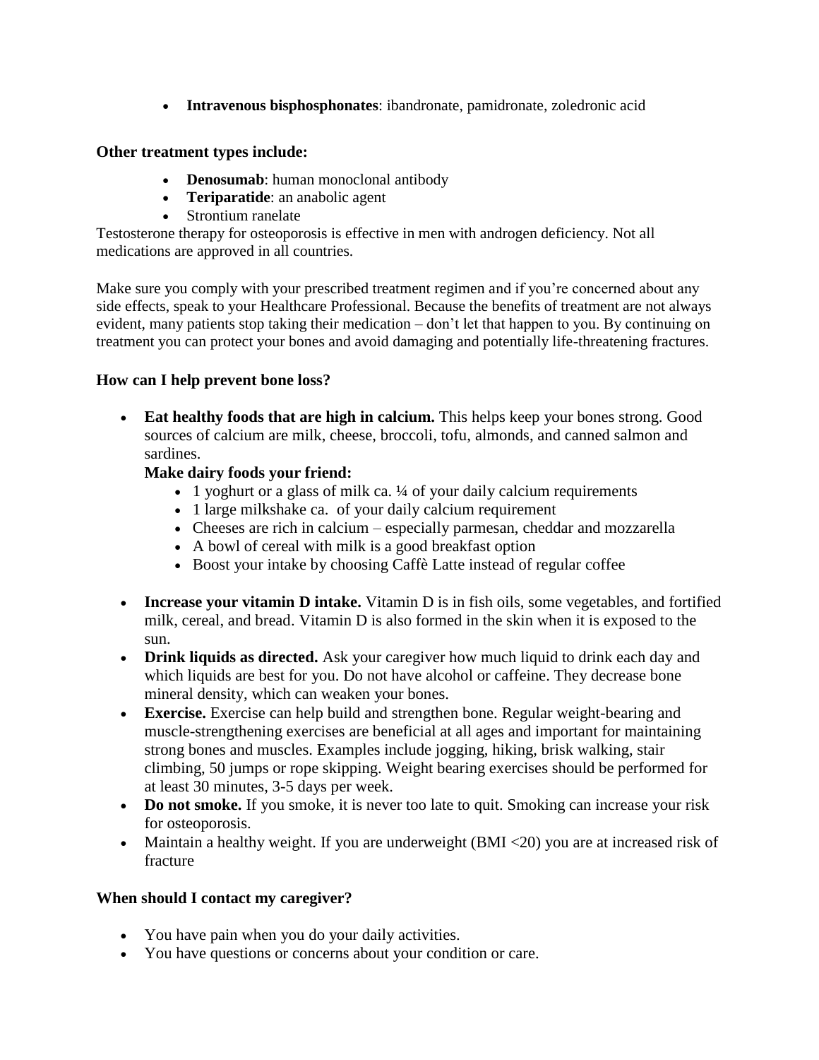- **Intravenous bisphosphonates**: ibandronate, pamidronate, zoledronic acid

**Other treatment types include:**

- **Denosumab**: human monoclonal antibody
- **Teriparatide**: an anabolic agent
- Strontium ranelate

Testosterone therapy for osteoporosis is effective in men with androgen deficiency. Not all medications are approved in all countries.

Make sure you comply with your prescribed treatment regimen and if you're concerned about any side effects, speak to your Healthcare Professional. Because the benefits of treatment are not always evident, many patients stop taking their medication – don't let that happen to you. By continuing on treatment you can protect your bones and avoid damaging and potentially life-threatening fractures.

**How can I help prevent bone loss?**

- **Eat healthy foods that are high in calcium.** This helps keep your bones strong. Good sources of calcium are milk, cheese, broccoli, tofu, almonds, and canned salmon and sardines.
  **Make dairy foods your friend:**
  - 1 yoghurt or a glass of milk ca. ¼ of your daily calcium requirements
  - 1 large milkshake ca.  of your daily calcium requirement
  - Cheeses are rich in calcium – especially parmesan, cheddar and mozzarella
  - A bowl of cereal with milk is a good breakfast option
  - Boost your intake by choosing Caffè Latte instead of regular coffee
- **Increase your vitamin D intake.** Vitamin D is in fish oils, some vegetables, and fortified milk, cereal, and bread. Vitamin D is also formed in the skin when it is exposed to the sun.
- **Drink liquids as directed.** Ask your caregiver how much liquid to drink each day and which liquids are best for you. Do not have alcohol or caffeine. They decrease bone mineral density, which can weaken your bones.
- **Exercise.** Exercise can help build and strengthen bone. Regular weight-bearing and muscle-strengthening exercises are beneficial at all ages and important for maintaining strong bones and muscles. Examples include jogging, hiking, brisk walking, stair climbing, 50 jumps or rope skipping. Weight bearing exercises should be performed for at least 30 minutes, 3-5 days per week.
- **Do not smoke.** If you smoke, it is never too late to quit. Smoking can increase your risk for osteoporosis.
- Maintain a healthy weight. If you are underweight (BMI <20) you are at increased risk of fracture

**When should I contact my caregiver?**

- You have pain when you do your daily activities.
- You have questions or concerns about your condition or care.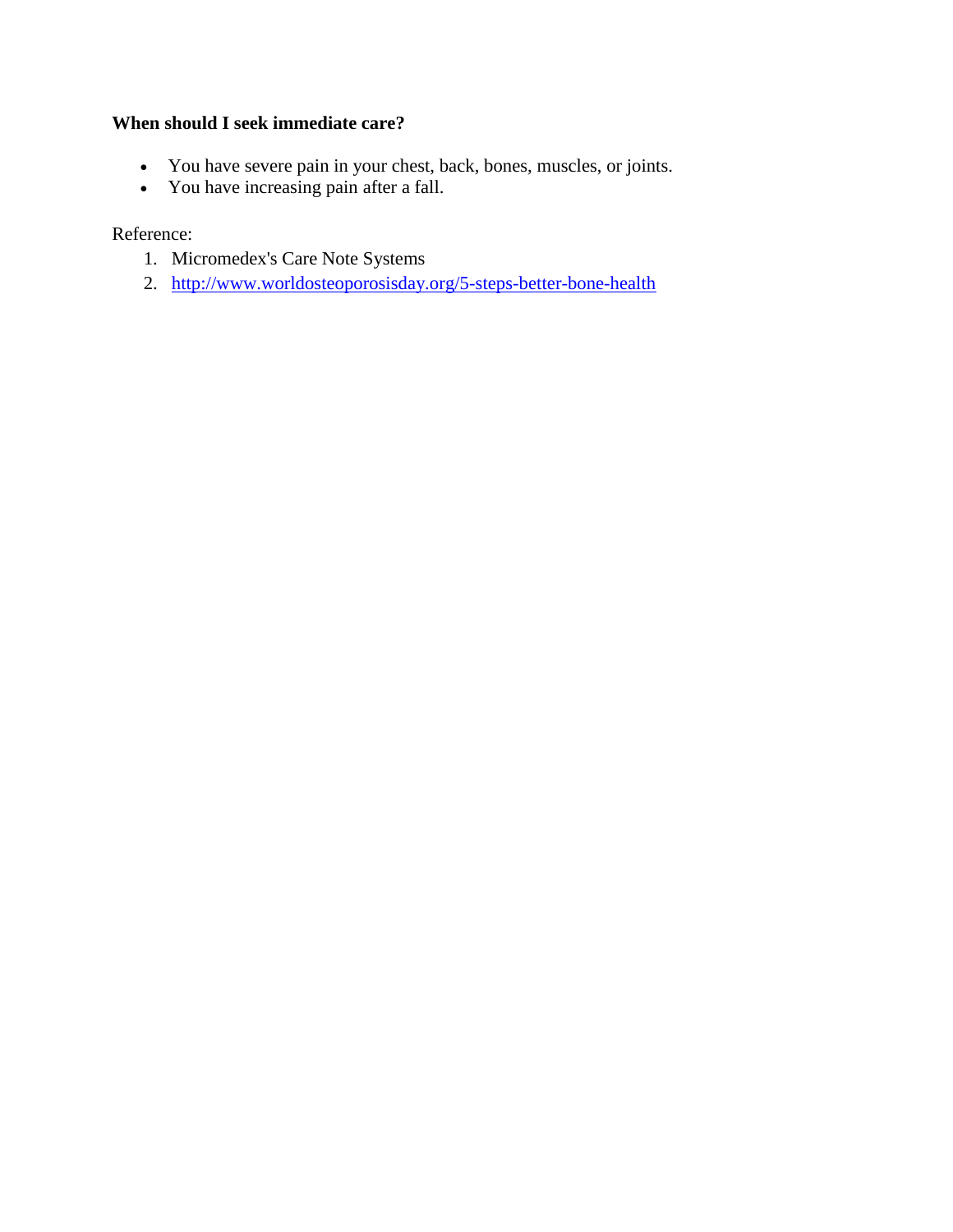**When should I seek immediate care?**

- You have severe pain in your chest, back, bones, muscles, or joints.
- You have increasing pain after a fall.

Reference:

1. Micromedex's Care Note Systems
2. http://www.worldosteoporosisday.org/5-steps-better-bone-health